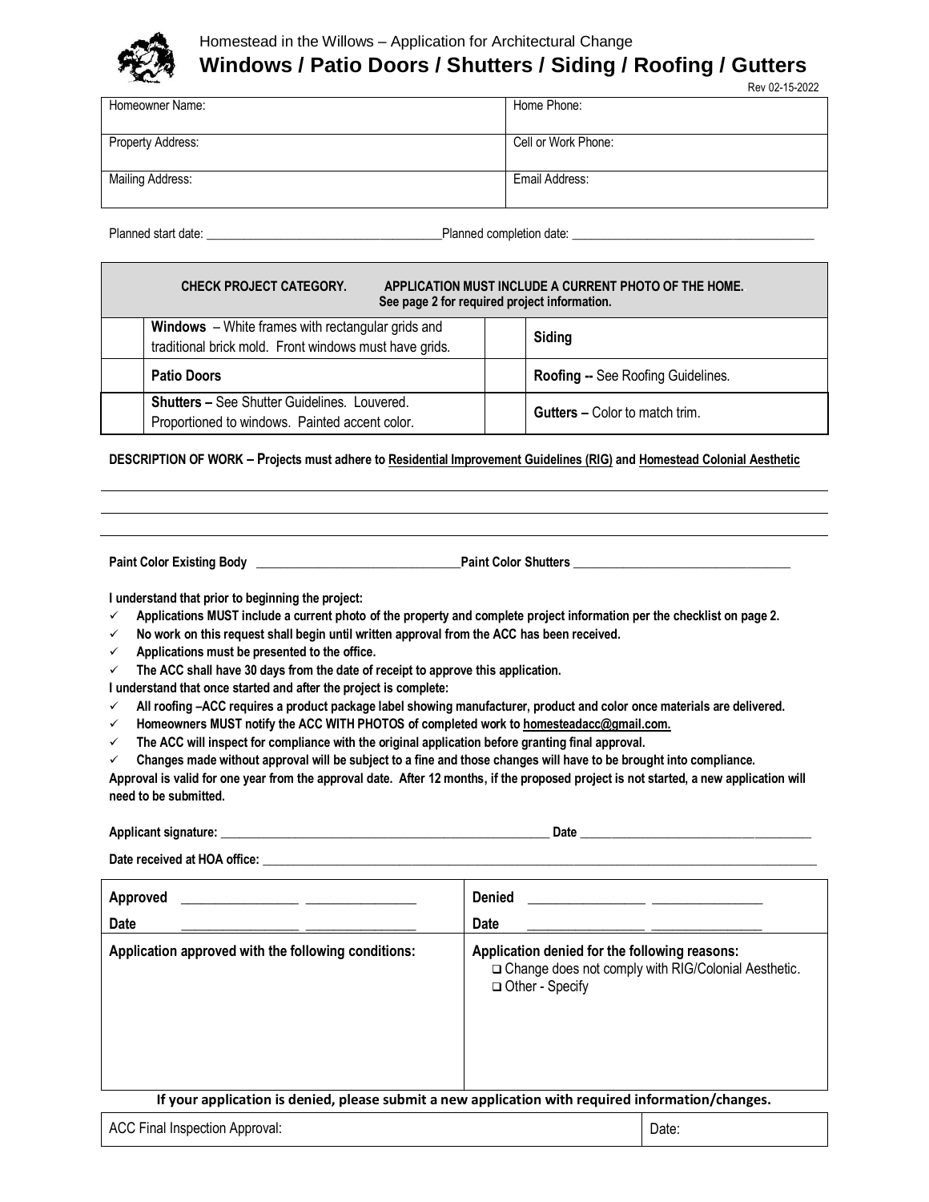Homestead in the Willows – Application for Architectural Change

# Windows / Patio Doors / Shutters / Siding / Roofing / Gutters

Rev 02-15-2022

| Homeowner Name: | Home Phone: |
|---|---|
| Property Address: | Cell or Work Phone: |
| Mailing Address: | Email Address: |

Planned start date: ______________________________________ Planned completion date: ________________________________________

| **CHECK PROJECT CATEGORY. APPLICATION MUST INCLUDE A CURRENT PHOTO OF THE HOME. See page 2 for required project information.** | | | |
|---|---|---|---|
| | **Windows** – White frames with rectangular grids and traditional brick mold. Front windows must have grids. | | **Siding** |
| | **Patio Doors** | | **Roofing --** See Roofing Guidelines. |
| | **Shutters –** See Shutter Guidelines. Louvered. Proportioned to windows. Painted accent color. | | **Gutters –** Color to match trim. |

**DESCRIPTION OF WORK – Projects must adhere to Residential Improvement Guidelines (RIG) and Homestead Colonial Aesthetic**

______________________________________________________________________________

______________________________________________________________________________

______________________________________________________________________________

**Paint Color Existing Body** ________________________________ **Paint Color Shutters** __________________________________

**I understand that prior to beginning the project:**

- ✓ **Applications MUST include a current photo of the property and complete project information per the checklist on page 2.**
- ✓ **No work on this request shall begin until written approval from the ACC has been received.**
- ✓ **Applications must be presented to the office.**
- ✓ **The ACC shall have 30 days from the date of receipt to approve this application.**

**I understand that once started and after the project is complete:**

- ✓ **All roofing –ACC requires a product package label showing manufacturer, product and color once materials are delivered.**
- ✓ **Homeowners MUST notify the ACC WITH PHOTOS of completed work to homesteadacc@gmail.com.**
- ✓ **The ACC will inspect for compliance with the original application before granting final approval.**
- ✓ **Changes made without approval will be subject to a fine and those changes will have to be brought into compliance.**

**Approval is valid for one year from the approval date. After 12 months, if the proposed project is not started, a new application will need to be submitted.**

**Applicant signature:** ______________________________________________________ **Date** ____________________________________

**Date received at HOA office:** ______________________________________________________________________________________________

| **Approved** _________________ _________________<br>**Date** _________________ _________________ | **Denied** _________________ _________________<br>**Date** _________________ _________________ |
|---|---|
| **Application approved with the following conditions:** | **Application denied for the following reasons:**<br>❑ Change does not comply with RIG/Colonial Aesthetic.<br>❑ Other - Specify |

**If your application is denied, please submit a new application with required information/changes.**

| ACC Final Inspection Approval: | Date: |
|---|---|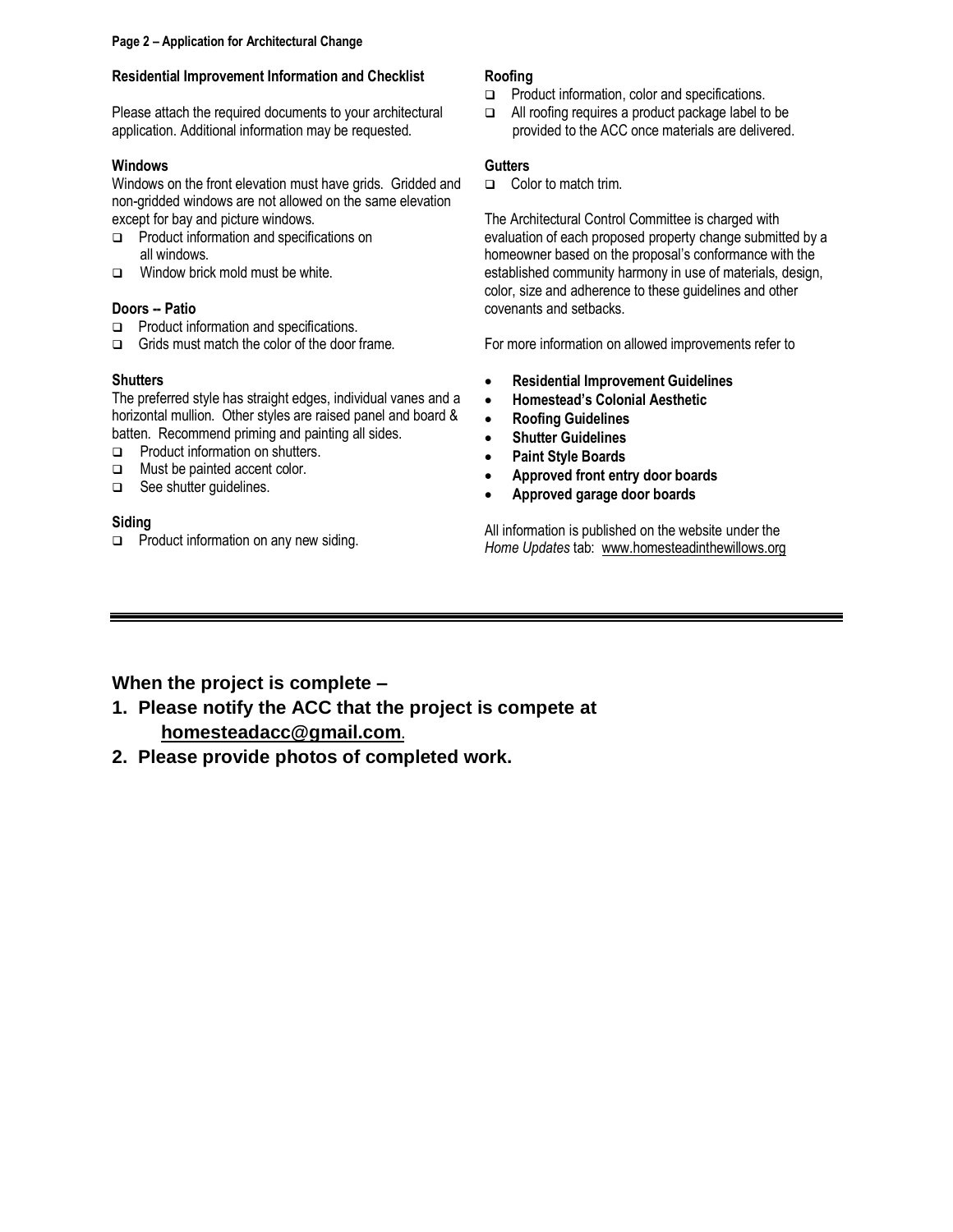**Page 2 – Application for Architectural Change**

## Residential Improvement Information and Checklist

Please attach the required documents to your architectural application. Additional information may be requested.

### Windows

Windows on the front elevation must have grids. Gridded and non-gridded windows are not allowed on the same elevation except for bay and picture windows.

- ❑ Product information and specifications on all windows.
- ❑ Window brick mold must be white.

### Doors -- Patio

- ❑ Product information and specifications.
- ❑ Grids must match the color of the door frame.

### Shutters

The preferred style has straight edges, individual vanes and a horizontal mullion. Other styles are raised panel and board & batten. Recommend priming and painting all sides.

- ❑ Product information on shutters.
- ❑ Must be painted accent color.
- ❑ See shutter guidelines.

### Siding

- ❑ Product information on any new siding.

### Roofing

- ❑ Product information, color and specifications.
- ❑ All roofing requires a product package label to be provided to the ACC once materials are delivered.

### Gutters

- ❑ Color to match trim.

The Architectural Control Committee is charged with evaluation of each proposed property change submitted by a homeowner based on the proposal's conformance with the established community harmony in use of materials, design, color, size and adherence to these guidelines and other covenants and setbacks.

For more information on allowed improvements refer to

- **Residential Improvement Guidelines**
- **Homestead's Colonial Aesthetic**
- **Roofing Guidelines**
- **Shutter Guidelines**
- **Paint Style Boards**
- **Approved front entry door boards**
- **Approved garage door boards**

All information is published on the website under the *Home Updates* tab: www.homesteadinthewillows.org

---

## When the project is complete –

1. **Please notify the ACC that the project is compete at homesteadacc@gmail.com.**
2. **Please provide photos of completed work.**